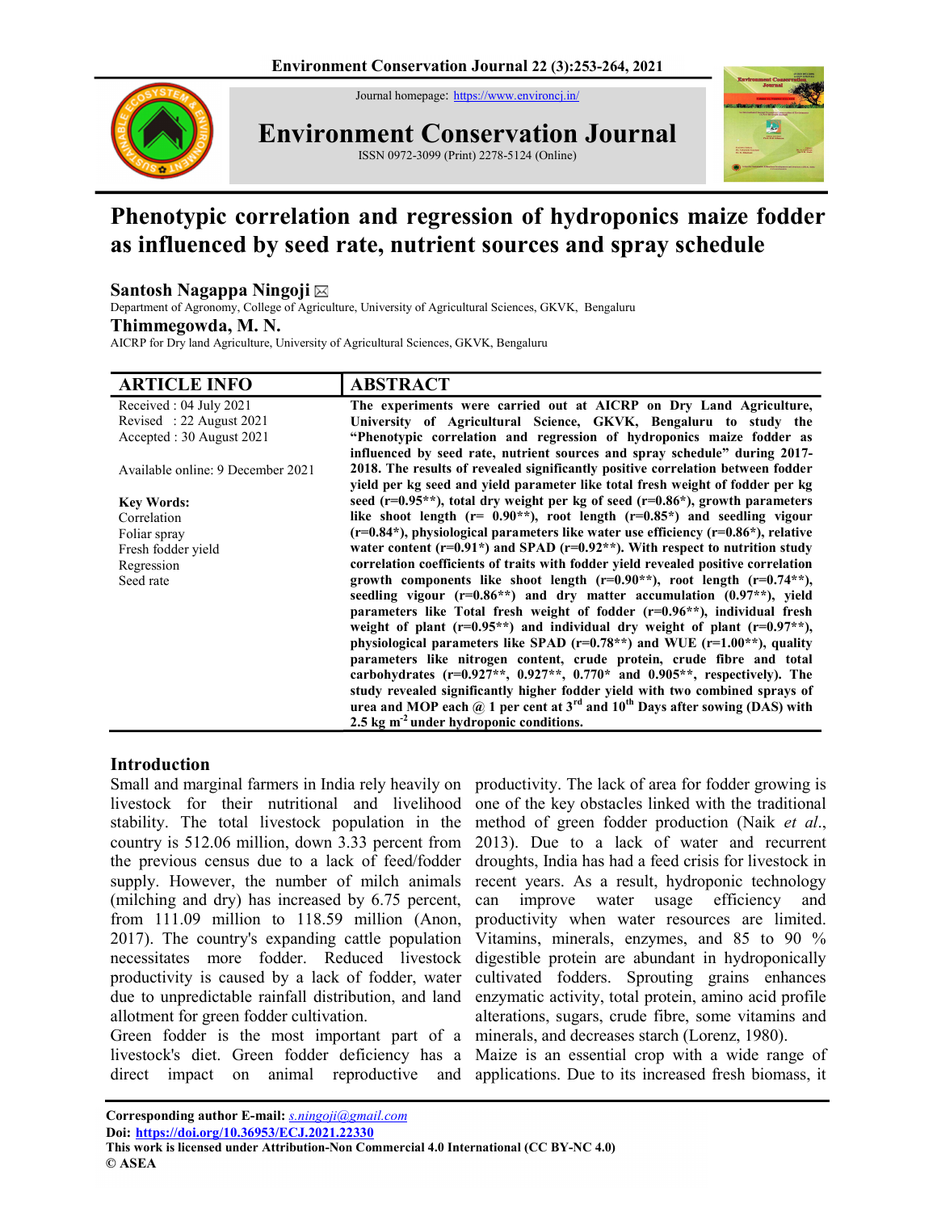# Phenotypic correlation and regression of hydroponics maize fodder as influenced by seed rate, nutrient sources and spray schedule

**Santosh Nagappa Ningoji** ✉

Department of Agronomy, College of Agriculture, University of Agricultural Sciences, GKVK, Bengaluru

**Thimmegowda, M. N.**

AICRP for Dry land Agriculture, University of Agricultural Sciences, GKVK, Bengaluru

## ARTICLE INFO

Received : 04 July 2021
Revised : 22 August 2021
Accepted : 30 August 2021

Available online: 9 December 2021

**Key Words:**
Correlation
Foliar spray
Fresh fodder yield
Regression
Seed rate

## ABSTRACT

**The experiments were carried out at AICRP on Dry Land Agriculture, University of Agricultural Science, GKVK, Bengaluru to study the "Phenotypic correlation and regression of hydroponics maize fodder as influenced by seed rate, nutrient sources and spray schedule" during 2017-2018. The results of revealed significantly positive correlation between fodder yield per kg seed and yield parameter like total fresh weight of fodder per kg seed (r=0.95\*\*), total dry weight per kg of seed (r=0.86\*), growth parameters like shoot length (r= 0.90\*\*), root length (r=0.85\*) and seedling vigour (r=0.84\*), physiological parameters like water use efficiency (r=0.86\*), relative water content (r=0.91\*) and SPAD (r=0.92\*\*). With respect to nutrition study correlation coefficients of traits with fodder yield revealed positive correlation growth components like shoot length (r=0.90\*\*), root length (r=0.74\*\*), seedling vigour (r=0.86\*\*) and dry matter accumulation (0.97\*\*), yield parameters like Total fresh weight of fodder (r=0.96\*\*), individual fresh weight of plant (r=0.95\*\*) and individual dry weight of plant (r=0.97\*\*), physiological parameters like SPAD (r=0.78\*\*) and WUE (r=1.00\*\*), quality parameters like nitrogen content, crude protein, crude fibre and total carbohydrates (r=0.927\*\*, 0.927\*\*, 0.770\* and 0.905\*\*, respectively). The study revealed significantly higher fodder yield with two combined sprays of urea and MOP each @ 1 per cent at 3rd and 10th Days after sowing (DAS) with 2.5 kg m$^{-2}$ under hydroponic conditions.**

## Introduction

Small and marginal farmers in India rely heavily on livestock for their nutritional and livelihood stability. The total livestock population in the country is 512.06 million, down 3.33 percent from the previous census due to a lack of feed/fodder supply. However, the number of milch animals (milching and dry) has increased by 6.75 percent, from 111.09 million to 118.59 million (Anon, 2017). The country's expanding cattle population necessitates more fodder. Reduced livestock productivity is caused by a lack of fodder, water due to unpredictable rainfall distribution, and land allotment for green fodder cultivation.

Green fodder is the most important part of a livestock's diet. Green fodder deficiency has a direct impact on animal reproductive and productivity. The lack of area for fodder growing is one of the key obstacles linked with the traditional method of green fodder production (Naik *et al*., 2013). Due to a lack of water and recurrent droughts, India has had a feed crisis for livestock in recent years. As a result, hydroponic technology can improve water usage efficiency and productivity when water resources are limited. Vitamins, minerals, enzymes, and 85 to 90 % digestible protein are abundant in hydroponically cultivated fodders. Sprouting grains enhances enzymatic activity, total protein, amino acid profile alterations, sugars, crude fibre, some vitamins and minerals, and decreases starch (Lorenz, 1980).

Maize is an essential crop with a wide range of applications. Due to its increased fresh biomass, it

**Corresponding author E-mail:** *s.ningoji@gmail.com*
**Doi:** **https://doi.org/10.36953/ECJ.2021.22330**
**This work is licensed under Attribution-Non Commercial 4.0 International (CC BY-NC 4.0)**
**© ASEA**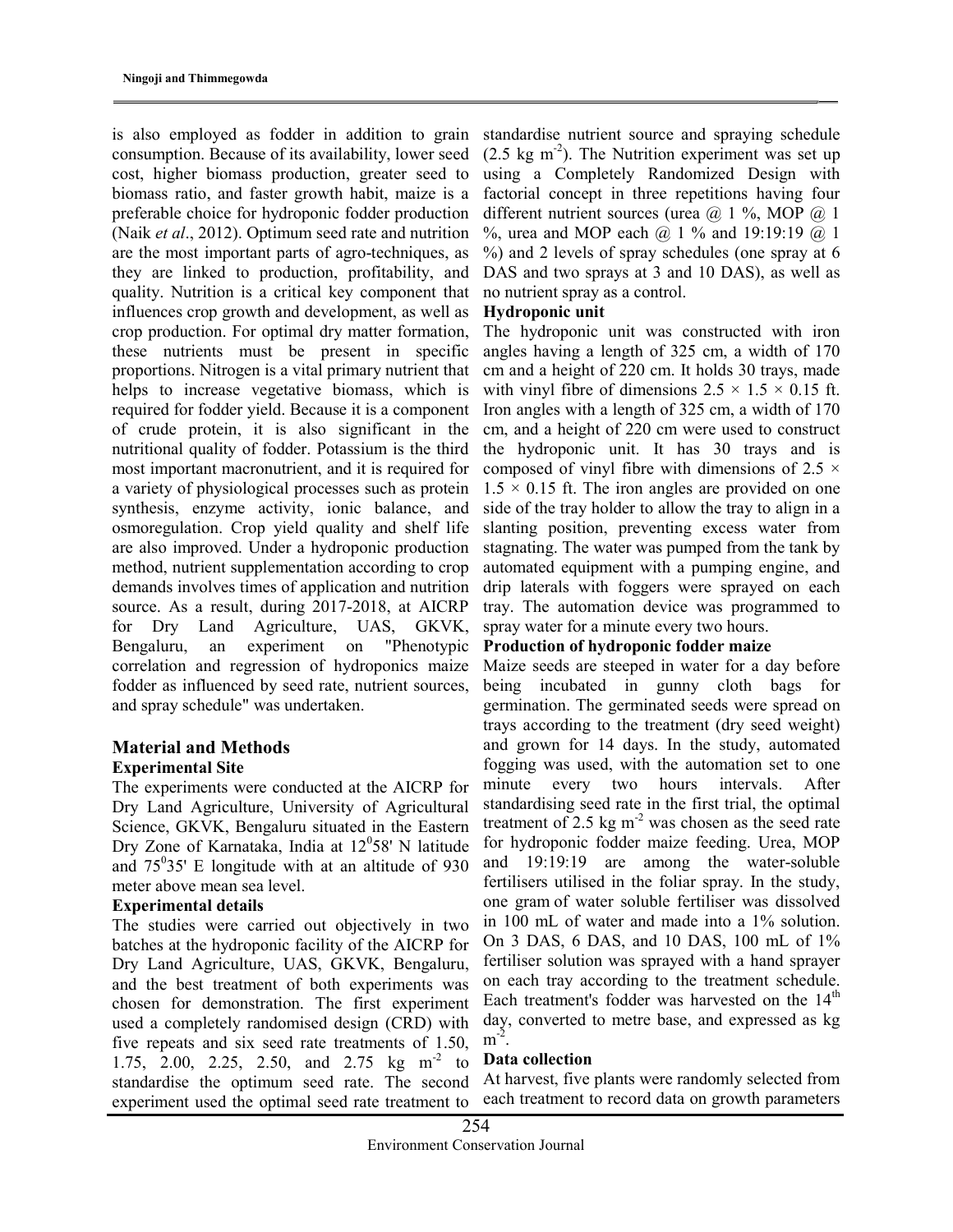is also employed as fodder in addition to grain consumption. Because of its availability, lower seed cost, higher biomass production, greater seed to biomass ratio, and faster growth habit, maize is a preferable choice for hydroponic fodder production (Naik *et al*., 2012). Optimum seed rate and nutrition are the most important parts of agro-techniques, as they are linked to production, profitability, and quality. Nutrition is a critical key component that influences crop growth and development, as well as crop production. For optimal dry matter formation, these nutrients must be present in specific proportions. Nitrogen is a vital primary nutrient that helps to increase vegetative biomass, which is required for fodder yield. Because it is a component of crude protein, it is also significant in the nutritional quality of fodder. Potassium is the third most important macronutrient, and it is required for a variety of physiological processes such as protein synthesis, enzyme activity, ionic balance, and osmoregulation. Crop yield quality and shelf life are also improved. Under a hydroponic production method, nutrient supplementation according to crop demands involves times of application and nutrition source. As a result, during 2017-2018, at AICRP for Dry Land Agriculture, UAS, GKVK, Bengaluru, an experiment on "Phenotypic correlation and regression of hydroponics maize fodder as influenced by seed rate, nutrient sources, and spray schedule" was undertaken.

## Material and Methods

### Experimental Site

The experiments were conducted at the AICRP for Dry Land Agriculture, University of Agricultural Science, GKVK, Bengaluru situated in the Eastern Dry Zone of Karnataka, India at $12^{0}58'$ N latitude and $75^{0}35'$ E longitude with at an altitude of 930 meter above mean sea level.

### Experimental details

The studies were carried out objectively in two batches at the hydroponic facility of the AICRP for Dry Land Agriculture, UAS, GKVK, Bengaluru, and the best treatment of both experiments was chosen for demonstration. The first experiment used a completely randomised design (CRD) with five repeats and six seed rate treatments of 1.50, 1.75, 2.00, 2.25, 2.50, and 2.75 kg $m^{-2}$ to standardise the optimum seed rate. The second experiment used the optimal seed rate treatment to standardise nutrient source and spraying schedule (2.5 kg $m^{-2}$). The Nutrition experiment was set up using a Completely Randomized Design with factorial concept in three repetitions having four different nutrient sources (urea @ 1 %, MOP @ 1 %, urea and MOP each @ 1 % and 19:19:19 @ 1 %) and 2 levels of spray schedules (one spray at 6 DAS and two sprays at 3 and 10 DAS), as well as no nutrient spray as a control.

### Hydroponic unit

The hydroponic unit was constructed with iron angles having a length of 325 cm, a width of 170 cm and a height of 220 cm. It holds 30 trays, made with vinyl fibre of dimensions $2.5 \times 1.5 \times 0.15$ ft. Iron angles with a length of 325 cm, a width of 170 cm, and a height of 220 cm were used to construct the hydroponic unit. It has 30 trays and is composed of vinyl fibre with dimensions of $2.5 \times 1.5 \times 0.15$ ft. The iron angles are provided on one side of the tray holder to allow the tray to align in a slanting position, preventing excess water from stagnating. The water was pumped from the tank by automated equipment with a pumping engine, and drip laterals with foggers were sprayed on each tray. The automation device was programmed to spray water for a minute every two hours.

### Production of hydroponic fodder maize

Maize seeds are steeped in water for a day before being incubated in gunny cloth bags for germination. The germinated seeds were spread on trays according to the treatment (dry seed weight) and grown for 14 days. In the study, automated fogging was used, with the automation set to one minute every two hours intervals. After standardising seed rate in the first trial, the optimal treatment of 2.5 kg $m^{-2}$ was chosen as the seed rate for hydroponic fodder maize feeding. Urea, MOP and 19:19:19 are among the water-soluble fertilisers utilised in the foliar spray. In the study, one gram of water soluble fertiliser was dissolved in 100 mL of water and made into a 1% solution. On 3 DAS, 6 DAS, and 10 DAS, 100 mL of 1% fertiliser solution was sprayed with a hand sprayer on each tray according to the treatment schedule. Each treatment's fodder was harvested on the $14^{th}$ day, converted to metre base, and expressed as kg $m^{-2}$.

### Data collection

At harvest, five plants were randomly selected from each treatment to record data on growth parameters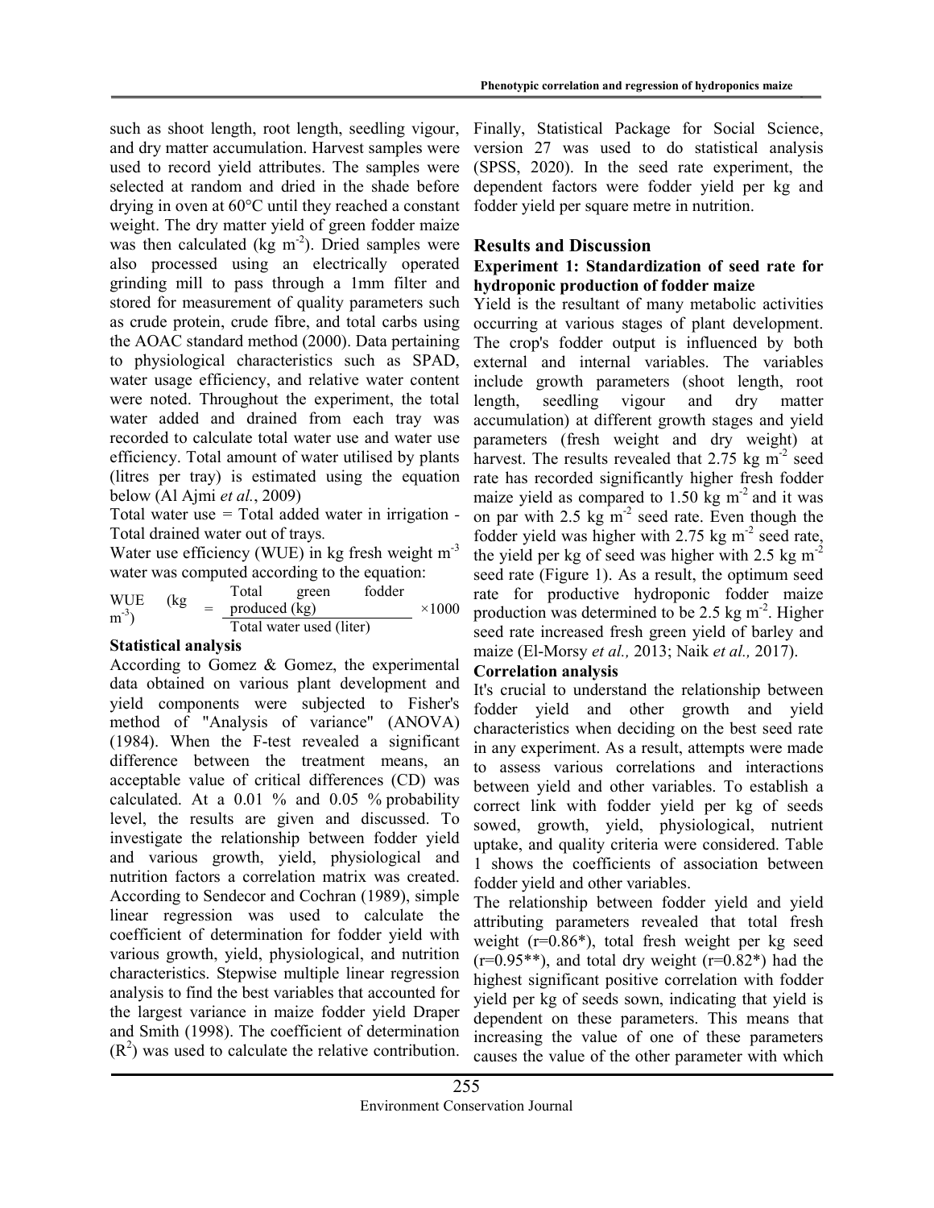such as shoot length, root length, seedling vigour, and dry matter accumulation. Harvest samples were used to record yield attributes. The samples were selected at random and dried in the shade before drying in oven at 60°C until they reached a constant weight. The dry matter yield of green fodder maize was then calculated (kg $m^{-2}$). Dried samples were also processed using an electrically operated grinding mill to pass through a 1mm filter and stored for measurement of quality parameters such as crude protein, crude fibre, and total carbs using the AOAC standard method (2000). Data pertaining to physiological characteristics such as SPAD, water usage efficiency, and relative water content were noted. Throughout the experiment, the total water added and drained from each tray was recorded to calculate total water use and water use efficiency. Total amount of water utilised by plants (litres per tray) is estimated using the equation below (Al Ajmi *et al.*, 2009)

Total water use = Total added water in irrigation - Total drained water out of trays.

Water use efficiency (WUE) in kg fresh weight $m^{-3}$ water was computed according to the equation:

$$\text{WUE (kg } m^{-3}) = \frac{\text{Total green fodder produced (kg)}}{\text{Total water used (liter)}} \times 1000$$

**Statistical analysis**

According to Gomez & Gomez, the experimental data obtained on various plant development and yield components were subjected to Fisher's method of "Analysis of variance" (ANOVA) (1984). When the F-test revealed a significant difference between the treatment means, an acceptable value of critical differences (CD) was calculated. At a 0.01 % and 0.05 % probability level, the results are given and discussed. To investigate the relationship between fodder yield and various growth, yield, physiological and nutrition factors a correlation matrix was created. According to Sendecor and Cochran (1989), simple linear regression was used to calculate the coefficient of determination for fodder yield with various growth, yield, physiological, and nutrition characteristics. Stepwise multiple linear regression analysis to find the best variables that accounted for the largest variance in maize fodder yield Draper and Smith (1998). The coefficient of determination ($R^2$) was used to calculate the relative contribution. Finally, Statistical Package for Social Science, version 27 was used to do statistical analysis (SPSS, 2020). In the seed rate experiment, the dependent factors were fodder yield per kg and fodder yield per square metre in nutrition.

## Results and Discussion

### Experiment 1: Standardization of seed rate for hydroponic production of fodder maize

Yield is the resultant of many metabolic activities occurring at various stages of plant development. The crop's fodder output is influenced by both external and internal variables. The variables include growth parameters (shoot length, root length, seedling vigour and dry matter accumulation) at different growth stages and yield parameters (fresh weight and dry weight) at harvest. The results revealed that 2.75 kg $m^{-2}$ seed rate has recorded significantly higher fresh fodder maize yield as compared to 1.50 kg $m^{-2}$ and it was on par with 2.5 kg $m^{-2}$ seed rate. Even though the fodder yield was higher with 2.75 kg $m^{-2}$ seed rate, the yield per kg of seed was higher with 2.5 kg $m^{-2}$ seed rate (Figure 1). As a result, the optimum seed rate for productive hydroponic fodder maize production was determined to be 2.5 kg $m^{-2}$. Higher seed rate increased fresh green yield of barley and maize (El-Morsy *et al.,* 2013; Naik *et al.,* 2017).

**Correlation analysis**

It's crucial to understand the relationship between fodder yield and other growth and yield characteristics when deciding on the best seed rate in any experiment. As a result, attempts were made to assess various correlations and interactions between yield and other variables. To establish a correct link with fodder yield per kg of seeds sowed, growth, yield, physiological, nutrient uptake, and quality criteria were considered. Table 1 shows the coefficients of association between fodder yield and other variables.

The relationship between fodder yield and yield attributing parameters revealed that total fresh weight (r=0.86*), total fresh weight per kg seed (r=0.95**), and total dry weight (r=0.82*) had the highest significant positive correlation with fodder yield per kg of seeds sown, indicating that yield is dependent on these parameters. This means that increasing the value of one of these parameters causes the value of the other parameter with which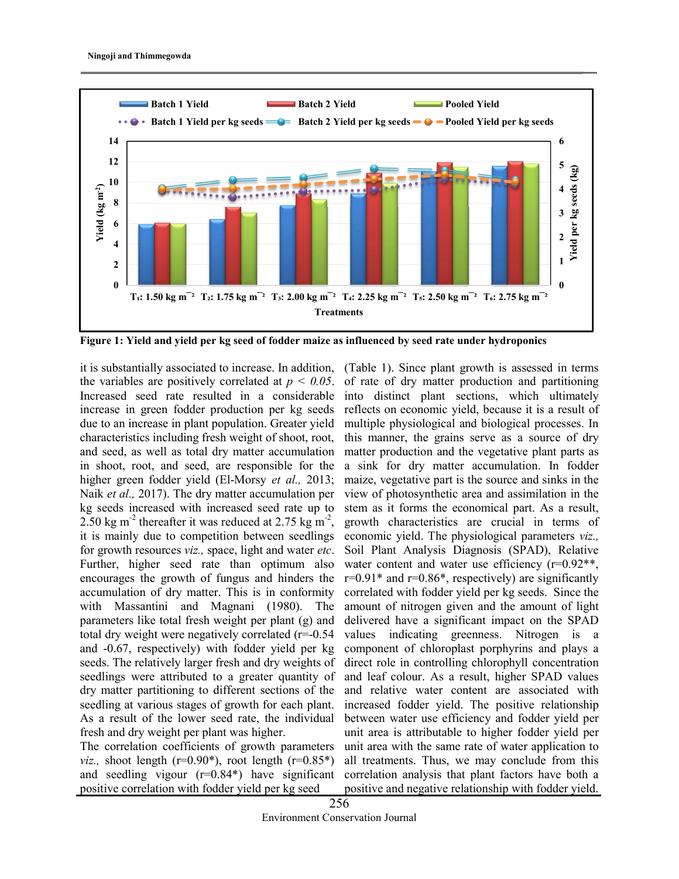Figure 1: Yield and yield per kg seed of fodder maize as influenced by seed rate under hydroponics

it is substantially associated to increase. In addition, the variables are positively correlated at $p < 0.05$. Increased seed rate resulted in a considerable increase in green fodder production per kg seeds due to an increase in plant population. Greater yield characteristics including fresh weight of shoot, root, and seed, as well as total dry matter accumulation in shoot, root, and seed, are responsible for the higher green fodder yield (El-Morsy *et al.,* 2013; Naik *et al.,* 2017). The dry matter accumulation per kg seeds increased with increased seed rate up to 2.50 kg $m^{-2}$ thereafter it was reduced at 2.75 kg $m^{-2}$, it is mainly due to competition between seedlings for growth resources *viz.,* space, light and water *etc*. Further, higher seed rate than optimum also encourages the growth of fungus and hinders the accumulation of dry matter. This is in conformity with Massantini and Magnani (1980). The parameters like total fresh weight per plant (g) and total dry weight were negatively correlated (r=-0.54 and -0.67, respectively) with fodder yield per kg seeds. The relatively larger fresh and dry weights of seedlings were attributed to a greater quantity of dry matter partitioning to different sections of the seedling at various stages of growth for each plant. As a result of the lower seed rate, the individual fresh and dry weight per plant was higher.

The correlation coefficients of growth parameters *viz.,* shoot length (r=0.90*), root length (r=0.85*) and seedling vigour (r=0.84*) have significant positive correlation with fodder yield per kg seed (Table 1). Since plant growth is assessed in terms of rate of dry matter production and partitioning into distinct plant sections, which ultimately reflects on economic yield, because it is a result of multiple physiological and biological processes. In this manner, the grains serve as a source of dry matter production and the vegetative plant parts as a sink for dry matter accumulation. In fodder maize, vegetative part is the source and sinks in the view of photosynthetic area and assimilation in the stem as it forms the economical part. As a result, growth characteristics are crucial in terms of economic yield. The physiological parameters *viz.,* Soil Plant Analysis Diagnosis (SPAD), Relative water content and water use efficiency (r=0.92**, r=0.91* and r=0.86*, respectively) are significantly correlated with fodder yield per kg seeds. Since the amount of nitrogen given and the amount of light delivered have a significant impact on the SPAD values indicating greenness. Nitrogen is a component of chloroplast porphyrins and plays a direct role in controlling chlorophyll concentration and leaf colour. As a result, higher SPAD values and relative water content are associated with increased fodder yield. The positive relationship between water use efficiency and fodder yield per unit area is attributable to higher fodder yield per unit area with the same rate of water application to all treatments. Thus, we may conclude from this correlation analysis that plant factors have both a positive and negative relationship with fodder yield.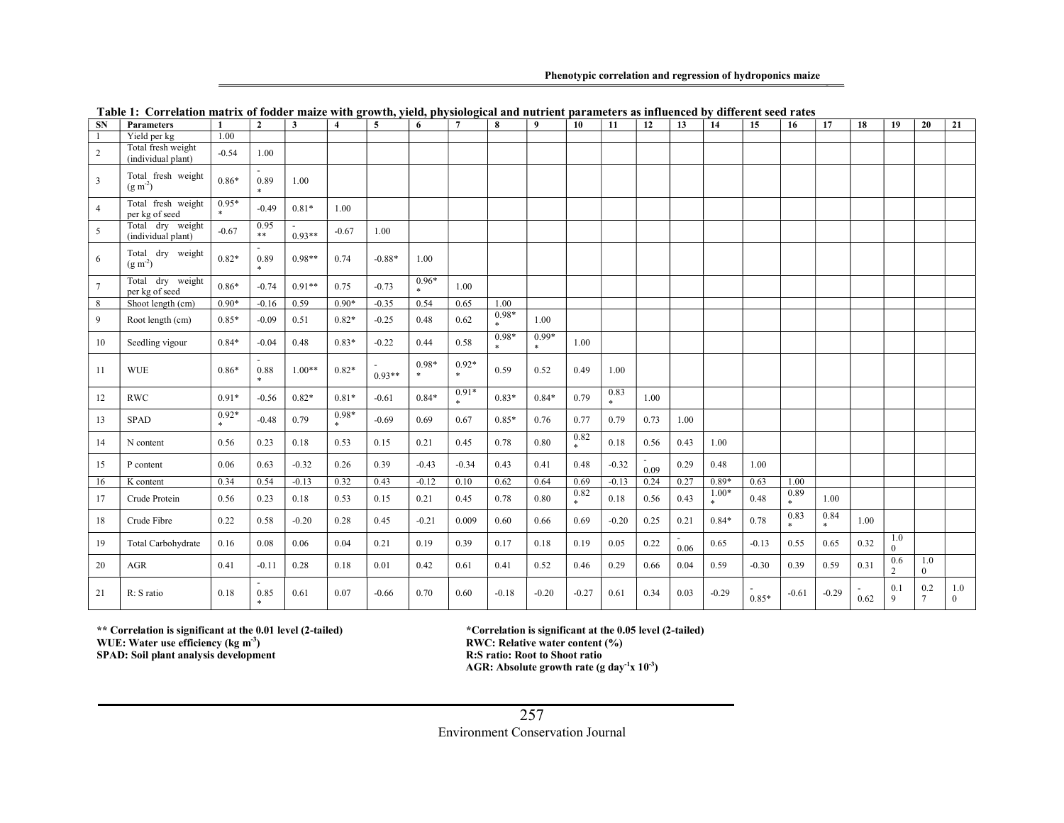**Table 1: Correlation matrix of fodder maize with growth, yield, physiological and nutrient parameters as influenced by different seed rates**

| SN | Parameters | 1 | 2 | 3 | 4 | 5 | 6 | 7 | 8 | 9 | 10 | 11 | 12 | 13 | 14 | 15 | 16 | 17 | 18 | 19 | 20 | 21 |
|---|---|---|---|---|---|---|---|---|---|---|---|---|---|---|---|---|---|---|---|---|---|---|
| 1 | Yield per kg | 1.00 | | | | | | | | | | | | | | | | | | | | |
| 2 | Total fresh weight (individual plant) | -0.54 | 1.00 | | | | | | | | | | | | | | | | | | | |
| 3 | Total fresh weight (g m$^{-2}$) | 0.86* | -0.89* | 1.00 | | | | | | | | | | | | | | | | | | |
| 4 | Total fresh weight per kg of seed | 0.95** | -0.49 | 0.81* | 1.00 | | | | | | | | | | | | | | | | | |
| 5 | Total dry weight (individual plant) | -0.67 | 0.95** | -0.93** | -0.67 | 1.00 | | | | | | | | | | | | | | | | |
| 6 | Total dry weight (g m$^{-2}$) | 0.82* | -0.89* | 0.98** | 0.74 | -0.88* | 1.00 | | | | | | | | | | | | | | | |
| 7 | Total dry weight per kg of seed | 0.86* | -0.74 | 0.91** | 0.75 | -0.73 | 0.96** | 1.00 | | | | | | | | | | | | | | |
| 8 | Shoot length (cm) | 0.90* | -0.16 | 0.59 | 0.90* | -0.35 | 0.54 | 0.65 | 1.00 | | | | | | | | | | | | | |
| 9 | Root length (cm) | 0.85* | -0.09 | 0.51 | 0.82* | -0.25 | 0.48 | 0.62 | 0.98** | 1.00 | | | | | | | | | | | | |
| 10 | Seedling vigour | 0.84* | -0.04 | 0.48 | 0.83* | -0.22 | 0.44 | 0.58 | 0.98** | 0.99** | 1.00 | | | | | | | | | | | |
| 11 | WUE | 0.86* | -0.88* | 1.00** | 0.82* | -0.93** | 0.98** | 0.92** | 0.59 | 0.52 | 0.49 | 1.00 | | | | | | | | | | |
| 12 | RWC | 0.91* | -0.56 | 0.82* | 0.81* | -0.61 | 0.84* | 0.91** | 0.83* | 0.84* | 0.79 | 0.83* | 1.00 | | | | | | | | | |
| 13 | SPAD | 0.92** | -0.48 | 0.79 | 0.98** | -0.69 | 0.69 | 0.67 | 0.85* | 0.76 | 0.77 | 0.79 | 0.73 | 1.00 | | | | | | | | |
| 14 | N content | 0.56 | 0.23 | 0.18 | 0.53 | 0.15 | 0.21 | 0.45 | 0.78 | 0.80 | 0.82* | 0.18 | 0.56 | 0.43 | 1.00 | | | | | | | |
| 15 | P content | 0.06 | 0.63 | -0.32 | 0.26 | 0.39 | -0.43 | -0.34 | 0.43 | 0.41 | 0.48 | -0.32 | -0.09 | 0.29 | 0.48 | 1.00 | | | | | | |
| 16 | K content | 0.34 | 0.54 | -0.13 | 0.32 | 0.43 | -0.12 | 0.10 | 0.62 | 0.64 | 0.69 | -0.13 | 0.24 | 0.27 | 0.89* | 0.63 | 1.00 | | | | | |
| 17 | Crude Protein | 0.56 | 0.23 | 0.18 | 0.53 | 0.15 | 0.21 | 0.45 | 0.78 | 0.80 | 0.82* | 0.18 | 0.56 | 0.43 | 1.00** | 0.48 | 0.89* | 1.00 | | | | |
| 18 | Crude Fibre | 0.22 | 0.58 | -0.20 | 0.28 | 0.45 | -0.21 | 0.009 | 0.60 | 0.66 | 0.69 | -0.20 | 0.25 | 0.21 | 0.84* | 0.78 | 0.83* | 0.84* | 1.00 | | | |
| 19 | Total Carbohydrate | 0.16 | 0.08 | 0.06 | 0.04 | 0.21 | 0.19 | 0.39 | 0.17 | 0.18 | 0.19 | 0.05 | 0.22 | -0.06 | 0.65 | -0.13 | 0.55 | 0.65 | 0.32 | 1.00 | | |
| 20 | AGR | 0.41 | -0.11 | 0.28 | 0.18 | 0.01 | 0.42 | 0.61 | 0.41 | 0.52 | 0.46 | 0.29 | 0.66 | 0.04 | 0.59 | -0.30 | 0.39 | 0.59 | 0.31 | 0.62 | 1.00 | |
| 21 | R: S ratio | 0.18 | -0.85* | 0.61 | 0.07 | -0.66 | 0.70 | 0.60 | -0.18 | -0.20 | -0.27 | 0.61 | 0.34 | 0.03 | -0.29 | -0.85* | -0.61 | -0.29 | -0.62 | 0.19 | 0.27 | 1.00 |

**\*\* Correlation is significant at the 0.01 level (2-tailed)**
**\*Correlation is significant at the 0.05 level (2-tailed)**
**WUE: Water use efficiency (kg m$^{-3}$)**
**RWC: Relative water content (%)**
**SPAD: Soil plant analysis development**
**R:S ratio: Root to Shoot ratio**
**AGR: Absolute growth rate (g day$^{-1}$x $10^{-3}$)**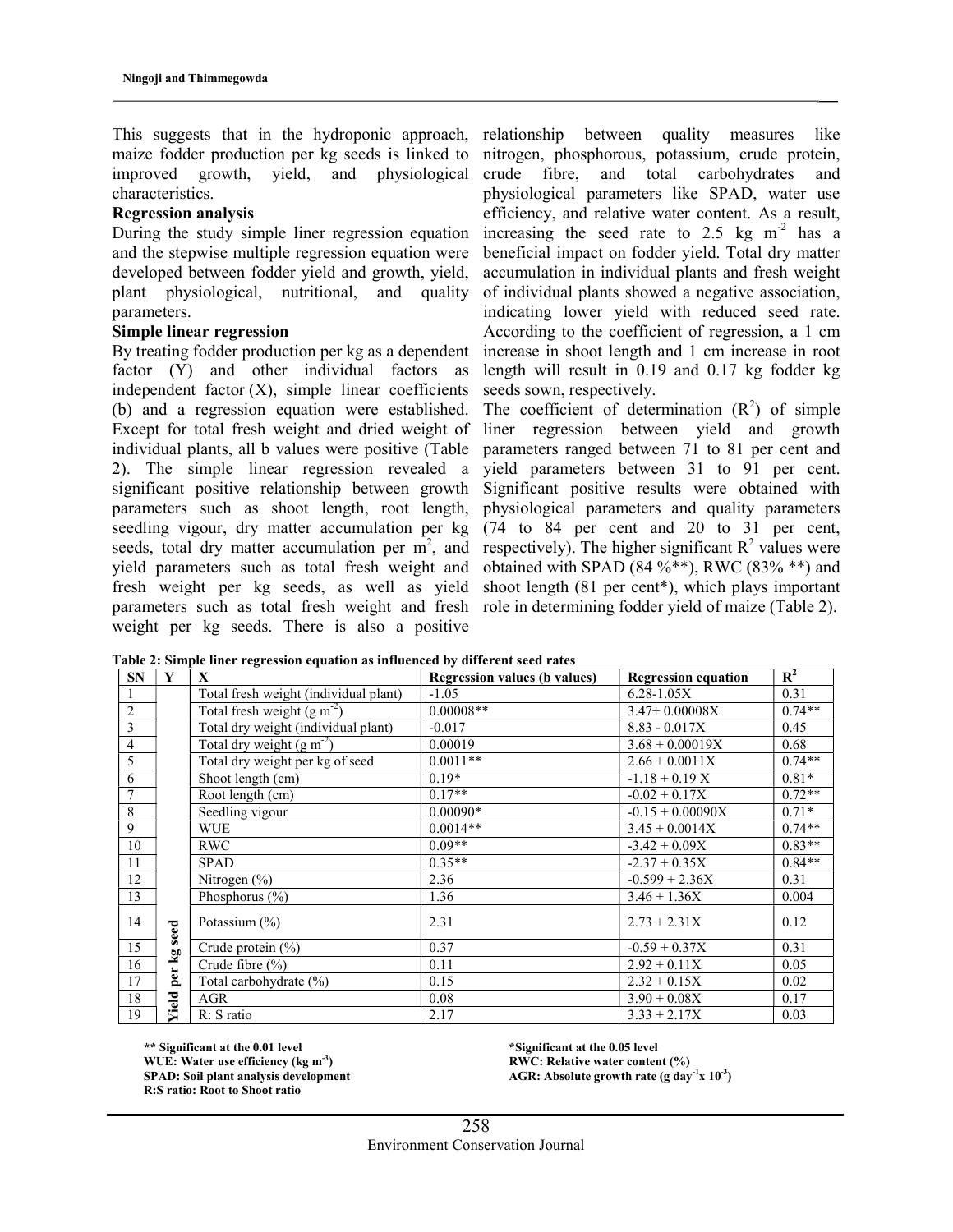This suggests that in the hydroponic approach, maize fodder production per kg seeds is linked to improved growth, yield, and physiological characteristics.

**Regression analysis**

During the study simple liner regression equation and the stepwise multiple regression equation were developed between fodder yield and growth, yield, plant physiological, nutritional, and quality parameters.

**Simple linear regression**

By treating fodder production per kg as a dependent factor (Y) and other individual factors as independent factor (X), simple linear coefficients (b) and a regression equation were established. Except for total fresh weight and dried weight of individual plants, all b values were positive (Table 2). The simple linear regression revealed a significant positive relationship between growth parameters such as shoot length, root length, seedling vigour, dry matter accumulation per kg seeds, total dry matter accumulation per $m^2$, and yield parameters such as total fresh weight and fresh weight per kg seeds, as well as yield parameters such as total fresh weight and fresh weight per kg seeds. There is also a positive relationship between quality measures like nitrogen, phosphorous, potassium, crude protein, crude fibre, and total carbohydrates and physiological parameters like SPAD, water use efficiency, and relative water content. As a result, increasing the seed rate to 2.5 kg $m^{-2}$ has a beneficial impact on fodder yield. Total dry matter accumulation in individual plants and fresh weight of individual plants showed a negative association, indicating lower yield with reduced seed rate. According to the coefficient of regression, a 1 cm increase in shoot length and 1 cm increase in root length will result in 0.19 and 0.17 kg fodder kg seeds sown, respectively.

The coefficient of determination ($R^2$) of simple liner regression between yield and growth parameters ranged between 71 to 81 per cent and yield parameters between 31 to 91 per cent. Significant positive results were obtained with physiological parameters and quality parameters (74 to 84 per cent and 20 to 31 per cent, respectively). The higher significant $R^2$ values were obtained with SPAD (84 %**), RWC (83% **) and shoot length (81 per cent*), which plays important role in determining fodder yield of maize (Table 2).

**Table 2: Simple liner regression equation as influenced by different seed rates**

| SN | Y | X | Regression values (b values) | Regression equation | $R^2$ |
|---|---|---|---|---|---|
| 1 | Yield per kg seed | Total fresh weight (individual plant) | -1.05 | 6.28-1.05X | 0.31 |
| 2 | | Total fresh weight (g $m^{-2}$) | 0.00008** | 3.47+ 0.00008X | 0.74** |
| 3 | | Total dry weight (individual plant) | -0.017 | 8.83 - 0.017X | 0.45 |
| 4 | | Total dry weight (g $m^{-2}$) | 0.00019 | 3.68 + 0.00019X | 0.68 |
| 5 | | Total dry weight per kg of seed | 0.0011** | 2.66 + 0.0011X | 0.74** |
| 6 | | Shoot length (cm) | 0.19* | -1.18 + 0.19 X | 0.81* |
| 7 | | Root length (cm) | 0.17** | -0.02 + 0.17X | 0.72** |
| 8 | | Seedling vigour | 0.00090* | -0.15 + 0.00090X | 0.71* |
| 9 | | WUE | 0.0014** | 3.45 + 0.0014X | 0.74** |
| 10 | | RWC | 0.09** | -3.42 + 0.09X | 0.83** |
| 11 | | SPAD | 0.35** | -2.37 + 0.35X | 0.84** |
| 12 | | Nitrogen (%) | 2.36 | -0.599 + 2.36X | 0.31 |
| 13 | | Phosphorus (%) | 1.36 | 3.46 + 1.36X | 0.004 |
| 14 | | Potassium (%) | 2.31 | 2.73 + 2.31X | 0.12 |
| 15 | | Crude protein (%) | 0.37 | -0.59 + 0.37X | 0.31 |
| 16 | | Crude fibre (%) | 0.11 | 2.92 + 0.11X | 0.05 |
| 17 | | Total carbohydrate (%) | 0.15 | 2.32 + 0.15X | 0.02 |
| 18 | | AGR | 0.08 | 3.90 + 0.08X | 0.17 |
| 19 | | R: S ratio | 2.17 | 3.33 + 2.17X | 0.03 |

**\*\* Significant at the 0.01 level**
**\*Significant at the 0.05 level**
**WUE: Water use efficiency (kg $m^{-3}$)**
**RWC: Relative water content (%)**
**SPAD: Soil plant analysis development**
**AGR: Absolute growth rate (g $day^{-1}$x $10^{-3}$)**
**R:S ratio: Root to Shoot ratio**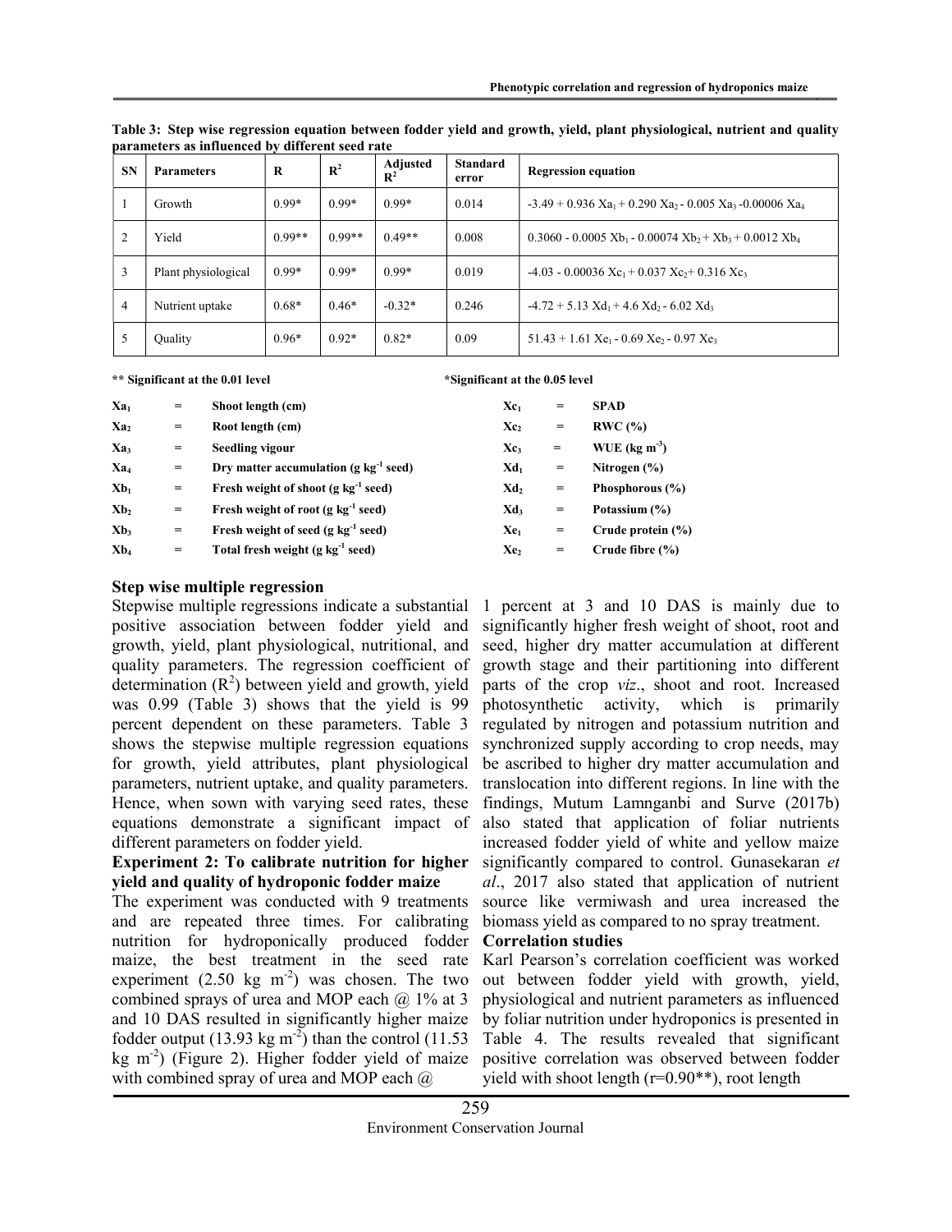**Table 3: Step wise regression equation between fodder yield and growth, yield, plant physiological, nutrient and quality parameters as influenced by different seed rate**

| SN | Parameters | R | $R^2$ | Adjusted $R^2$ | Standard error | Regression equation |
|---|---|---|---|---|---|---|
| 1 | Growth | 0.99* | 0.99* | 0.99* | 0.014 | $-3.49 + 0.936\ Xa_1 + 0.290\ Xa_2 - 0.005\ Xa_3 - 0.00006\ Xa_4$ |
| 2 | Yield | 0.99** | 0.99** | 0.49** | 0.008 | $0.3060 - 0.0005\ Xb_1 - 0.00074\ Xb_2 + Xb_3 + 0.0012\ Xb_4$ |
| 3 | Plant physiological | 0.99* | 0.99* | 0.99* | 0.019 | $-4.03 - 0.00036\ Xc_1 + 0.037\ Xc_2 + 0.316\ Xc_3$ |
| 4 | Nutrient uptake | 0.68* | 0.46* | -0.32* | 0.246 | $-4.72 + 5.13\ Xd_1 + 4.6\ Xd_2 - 6.02\ Xd_3$ |
| 5 | Quality | 0.96* | 0.92* | 0.82* | 0.09 | $51.43 + 1.61\ Xe_1 - 0.69\ Xe_2 - 0.97\ Xe_3$ |

** Significant at the 0.01 level  *Significant at the 0.05 level

| | | |
|---|---|---|
| $Xa_1$ | = | Shoot length (cm) |
| $Xa_2$ | = | Root length (cm) |
| $Xa_3$ | = | Seedling vigour |
| $Xa_4$ | = | Dry matter accumulation (g $kg^{-1}$ seed) |
| $Xb_1$ | = | Fresh weight of shoot (g $kg^{-1}$ seed) |
| $Xb_2$ | = | Fresh weight of root (g $kg^{-1}$ seed) |
| $Xb_3$ | = | Fresh weight of seed (g $kg^{-1}$ seed) |
| $Xb_4$ | = | Total fresh weight (g $kg^{-1}$ seed) |
| $Xc_1$ | = | SPAD |
| $Xc_2$ | = | RWC (%) |
| $Xc_3$ | = | WUE (kg $m^{-3}$) |
| $Xd_1$ | = | Nitrogen (%) |
| $Xd_2$ | = | Phosphorous (%) |
| $Xd_3$ | = | Potassium (%) |
| $Xe_1$ | = | Crude protein (%) |
| $Xe_2$ | = | Crude fibre (%) |

### Step wise multiple regression

Stepwise multiple regressions indicate a substantial positive association between fodder yield and growth, yield, plant physiological, nutritional, and quality parameters. The regression coefficient of determination ($R^2$) between yield and growth, yield was 0.99 (Table 3) shows that the yield is 99 percent dependent on these parameters. Table 3 shows the stepwise multiple regression equations for growth, yield attributes, plant physiological parameters, nutrient uptake, and quality parameters. Hence, when sown with varying seed rates, these equations demonstrate a significant impact of different parameters on fodder yield.

### Experiment 2: To calibrate nutrition for higher yield and quality of hydroponic fodder maize

The experiment was conducted with 9 treatments and are repeated three times. For calibrating nutrition for hydroponically produced fodder maize, the best treatment in the seed rate experiment (2.50 kg $m^{-2}$) was chosen. The two combined sprays of urea and MOP each @ 1% at 3 and 10 DAS resulted in significantly higher maize fodder output (13.93 kg $m^{-2}$) than the control (11.53 kg $m^{-2}$) (Figure 2). Higher fodder yield of maize with combined spray of urea and MOP each @ 1 percent at 3 and 10 DAS is mainly due to significantly higher fresh weight of shoot, root and seed, higher dry matter accumulation at different growth stage and their partitioning into different parts of the crop *viz*., shoot and root. Increased photosynthetic activity, which is primarily regulated by nitrogen and potassium nutrition and synchronized supply according to crop needs, may be ascribed to higher dry matter accumulation and translocation into different regions. In line with the findings, Mutum Lamnganbi and Surve (2017b) also stated that application of foliar nutrients increased fodder yield of white and yellow maize significantly compared to control. Gunasekaran *et al*., 2017 also stated that application of nutrient source like vermiwash and urea increased the biomass yield as compared to no spray treatment.

### Correlation studies

Karl Pearson's correlation coefficient was worked out between fodder yield with growth, yield, physiological and nutrient parameters as influenced by foliar nutrition under hydroponics is presented in Table 4. The results revealed that significant positive correlation was observed between fodder yield with shoot length (r=0.90**), root length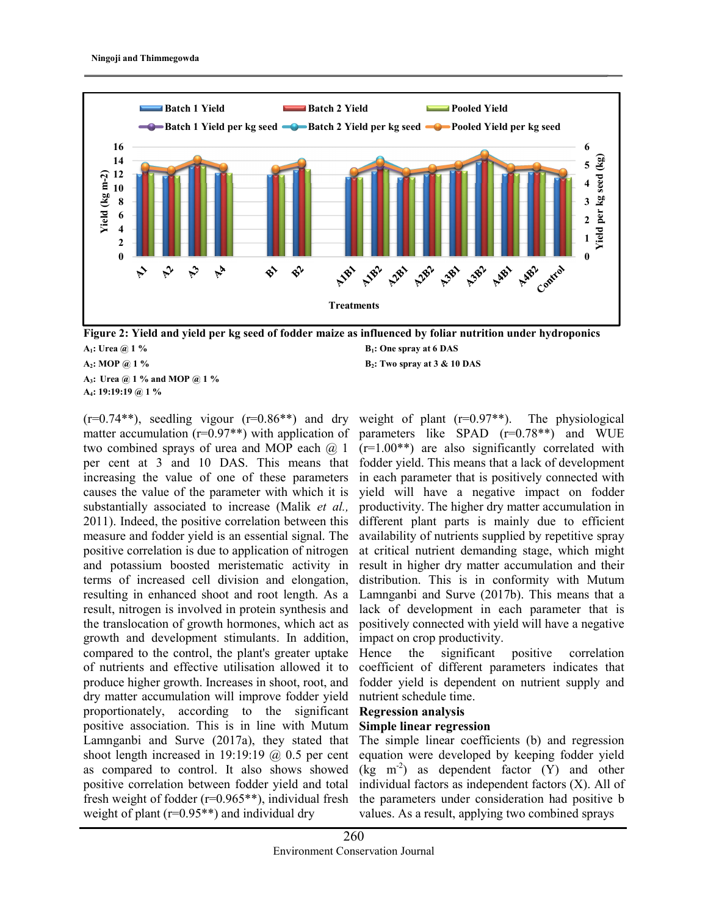**Figure 2: Yield and yield per kg seed of fodder maize as influenced by foliar nutrition under hydroponics**

$A_1$: Urea @ 1 %
$A_2$: MOP @ 1 %
$A_3$: Urea @ 1 % and MOP @ 1 %
$A_4$: 19:19:19 @ 1 %
$B_1$: One spray at 6 DAS
$B_2$: Two spray at 3 & 10 DAS

(r=0.74**), seedling vigour (r=0.86**) and dry matter accumulation (r=0.97**) with application of two combined sprays of urea and MOP each @ 1 per cent at 3 and 10 DAS. This means that increasing the value of one of these parameters causes the value of the parameter with which it is substantially associated to increase (Malik *et al.,* 2011). Indeed, the positive correlation between this measure and fodder yield is an essential signal. The positive correlation is due to application of nitrogen and potassium boosted meristematic activity in terms of increased cell division and elongation, resulting in enhanced shoot and root length. As a result, nitrogen is involved in protein synthesis and the translocation of growth hormones, which act as growth and development stimulants. In addition, compared to the control, the plant's greater uptake of nutrients and effective utilisation allowed it to produce higher growth. Increases in shoot, root, and dry matter accumulation will improve fodder yield proportionately, according to the significant positive association. This is in line with Mutum Lamnganbi and Surve (2017a), they stated that shoot length increased in 19:19:19 @ 0.5 per cent as compared to control. It also shows showed positive correlation between fodder yield and total fresh weight of fodder (r=0.965**), individual fresh weight of plant (r=0.95**) and individual dry weight of plant (r=0.97**). The physiological parameters like SPAD (r=0.78**) and WUE (r=1.00**) are also significantly correlated with fodder yield. This means that a lack of development in each parameter that is positively connected with yield will have a negative impact on fodder productivity. The higher dry matter accumulation in different plant parts is mainly due to efficient availability of nutrients supplied by repetitive spray at critical nutrient demanding stage, which might result in higher dry matter accumulation and their distribution. This is in conformity with Mutum Lamnganbi and Surve (2017b). This means that a lack of development in each parameter that is positively connected with yield will have a negative impact on crop productivity.

Hence the significant positive correlation coefficient of different parameters indicates that fodder yield is dependent on nutrient supply and nutrient schedule time.

## Regression analysis

### Simple linear regression

The simple linear coefficients (b) and regression equation were developed by keeping fodder yield (kg $m^{-2}$) as dependent factor (Y) and other individual factors as independent factors (X). All of the parameters under consideration had positive b values. As a result, applying two combined sprays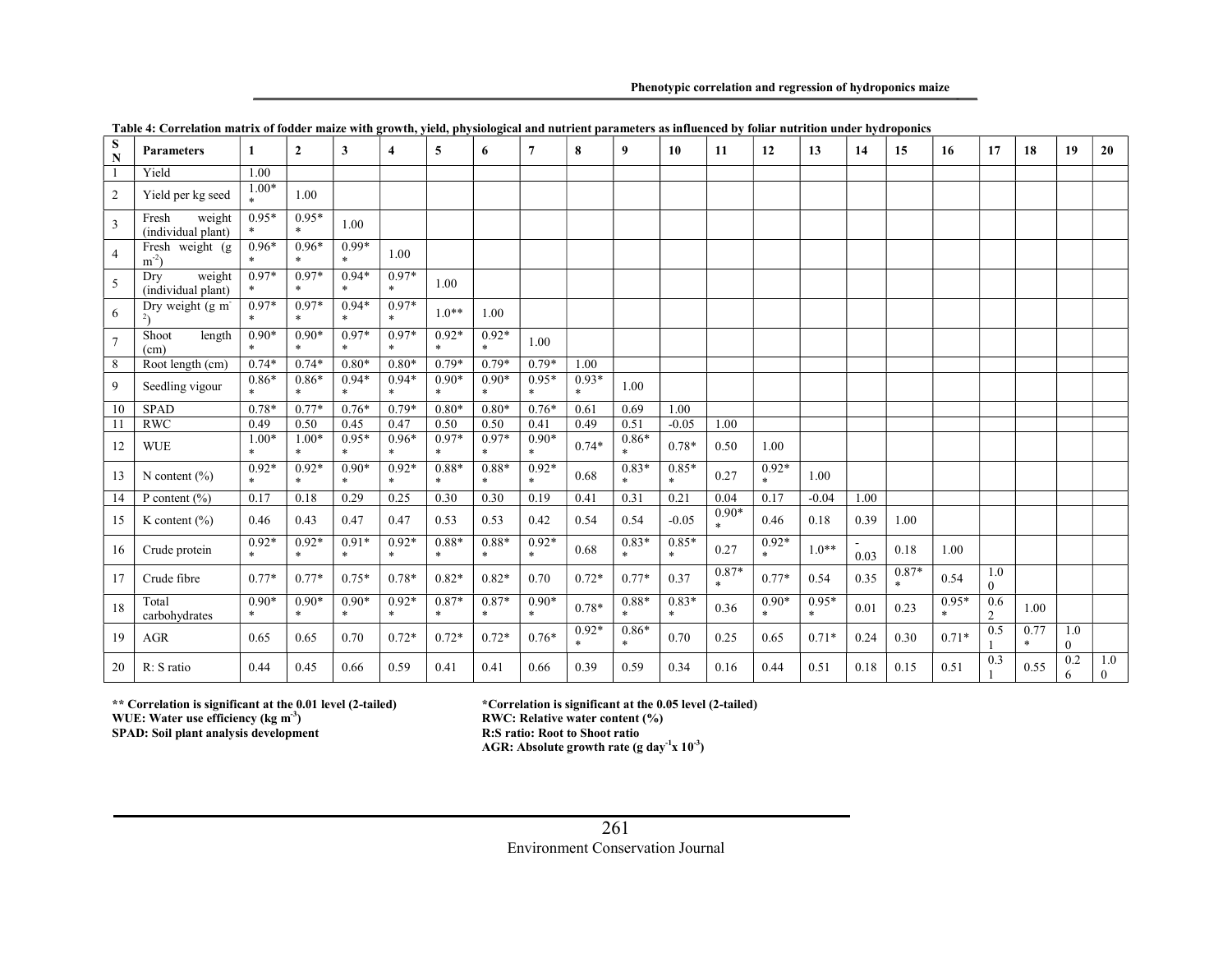**Table 4: Correlation matrix of fodder maize with growth, yield, physiological and nutrient parameters as influenced by foliar nutrition under hydroponics**

| SN | Parameters | 1 | 2 | 3 | 4 | 5 | 6 | 7 | 8 | 9 | 10 | 11 | 12 | 13 | 14 | 15 | 16 | 17 | 18 | 19 | 20 |
|---|---|---|---|---|---|---|---|---|---|---|---|---|---|---|---|---|---|---|---|---|---|
| 1 | Yield | 1.00 | | | | | | | | | | | | | | | | | | | |
| 2 | Yield per kg seed | 1.00** | 1.00 | | | | | | | | | | | | | | | | | | |
| 3 | Fresh weight (individual plant) | 0.95** | 0.95** | 1.00 | | | | | | | | | | | | | | | | | |
| 4 | Fresh weight (g $m^{-2}$) | 0.96** | 0.96** | 0.99** | 1.00 | | | | | | | | | | | | | | | | |
| 5 | Dry weight (individual plant) | 0.97** | 0.97** | 0.94** | 0.97** | 1.00 | | | | | | | | | | | | | | | |
| 6 | Dry weight (g $m^{-2}$) | 0.97** | 0.97** | 0.94** | 0.97** | 1.0** | 1.00 | | | | | | | | | | | | | | |
| 7 | Shoot length (cm) | 0.90** | 0.90** | 0.97** | 0.97** | 0.92** | 0.92** | 1.00 | | | | | | | | | | | | | |
| 8 | Root length (cm) | 0.74* | 0.74* | 0.80* | 0.80* | 0.79* | 0.79* | 0.79* | 1.00 | | | | | | | | | | | | |
| 9 | Seedling vigour | 0.86** | 0.86** | 0.94** | 0.94** | 0.90** | 0.90** | 0.95** | 0.93** | 1.00 | | | | | | | | | | | |
| 10 | SPAD | 0.78* | 0.77* | 0.76* | 0.79* | 0.80* | 0.80* | 0.76* | 0.61 | 0.69 | 1.00 | | | | | | | | | | |
| 11 | RWC | 0.49 | 0.50 | 0.45 | 0.47 | 0.50 | 0.50 | 0.41 | 0.49 | 0.51 | -0.05 | 1.00 | | | | | | | | | |
| 12 | WUE | 1.00** | 1.00** | 0.95** | 0.96** | 0.97** | 0.97** | 0.90** | 0.74* | 0.86** | 0.78* | 0.50 | 1.00 | | | | | | | | |
| 13 | N content (%) | 0.92** | 0.92** | 0.90** | 0.92** | 0.88** | 0.88** | 0.92** | 0.68 | 0.83** | 0.85** | 0.27 | 0.92** | 1.00 | | | | | | | |
| 14 | P content (%) | 0.17 | 0.18 | 0.29 | 0.25 | 0.30 | 0.30 | 0.19 | 0.41 | 0.31 | 0.21 | 0.04 | 0.17 | -0.04 | 1.00 | | | | | | |
| 15 | K content (%) | 0.46 | 0.43 | 0.47 | 0.47 | 0.53 | 0.53 | 0.42 | 0.54 | 0.54 | -0.05 | 0.90** | 0.46 | 0.18 | 0.39 | 1.00 | | | | | |
| 16 | Crude protein | 0.92** | 0.92** | 0.91** | 0.92** | 0.88** | 0.88** | 0.92** | 0.68 | 0.83** | 0.85** | 0.27 | 0.92** | 1.0** | -0.03 | 0.18 | 1.00 | | | | |
| 17 | Crude fibre | 0.77* | 0.77* | 0.75* | 0.78* | 0.82* | 0.82* | 0.70 | 0.72* | 0.77* | 0.37 | 0.87** | 0.77* | 0.54 | 0.35 | 0.87** | 0.54 | 1.00 | | | |
| 18 | Total carbohydrates | 0.90** | 0.90** | 0.90** | 0.92** | 0.87** | 0.87** | 0.90** | 0.78* | 0.88** | 0.83** | 0.36 | 0.90** | 0.95** | 0.01 | 0.23 | 0.95** | 0.62 | 1.00 | | |
| 19 | AGR | 0.65 | 0.65 | 0.70 | 0.72* | 0.72* | 0.72* | 0.76* | 0.92** | 0.86** | 0.70 | 0.25 | 0.65 | 0.71* | 0.24 | 0.30 | 0.71* | 0.51 | 0.77* | 1.00 | |
| 20 | R: S ratio | 0.44 | 0.45 | 0.66 | 0.59 | 0.41 | 0.41 | 0.66 | 0.39 | 0.59 | 0.34 | 0.16 | 0.44 | 0.51 | 0.18 | 0.15 | 0.51 | 0.31 | 0.55 | 0.26 | 1.00 |

**** Correlation is significant at the 0.01 level (2-tailed)**
***Correlation is significant at the 0.05 level (2-tailed)**
**WUE: Water use efficiency (kg $m^{-3}$)**
**RWC: Relative water content (%)**
**SPAD: Soil plant analysis development**
**R:S ratio: Root to Shoot ratio**
**AGR: Absolute growth rate (g $day^{-1}$ x $10^{-3}$)**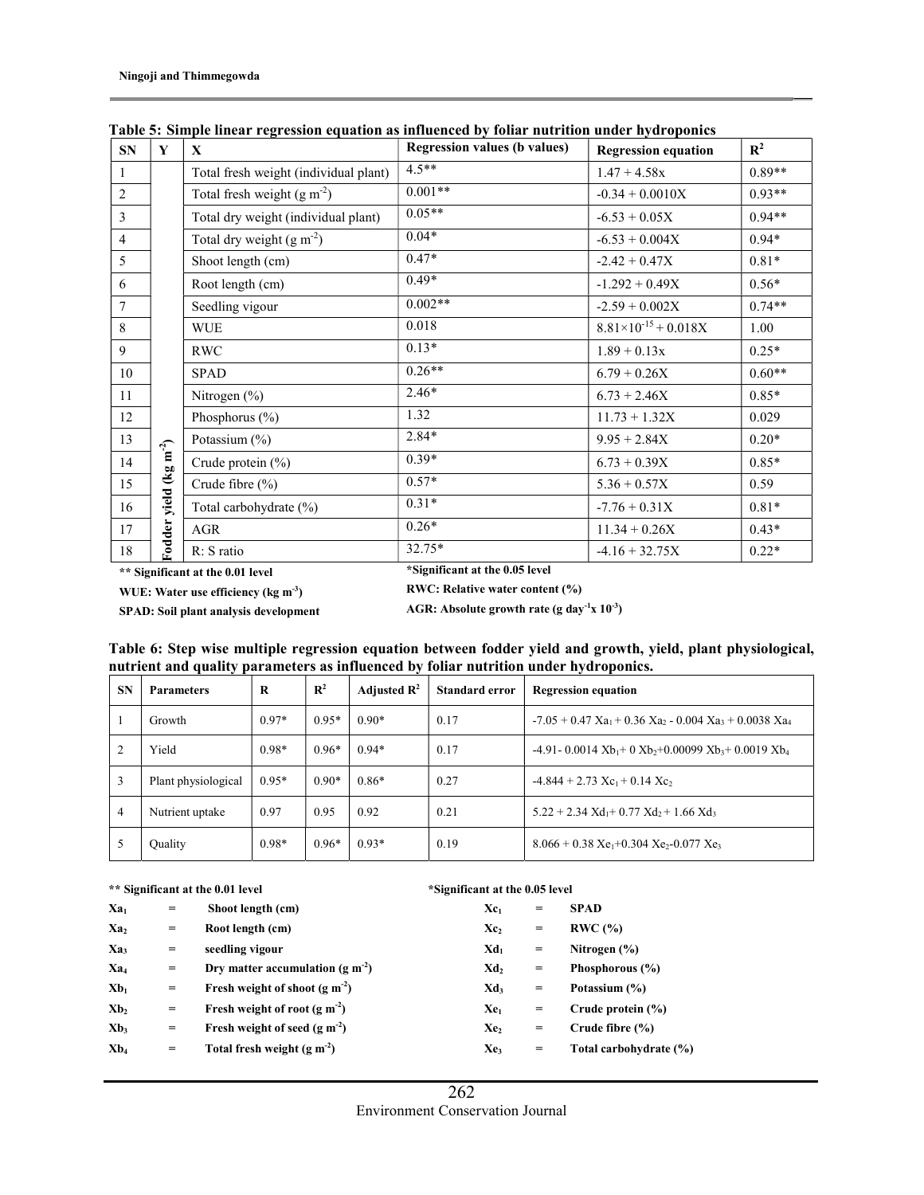**Table 5: Simple linear regression equation as influenced by foliar nutrition under hydroponics**

| SN | Y | X | Regression values (b values) | Regression equation | $R^2$ |
|---|---|---|---|---|---|
| 1 | Fodder yield (kg $m^{-2}$) | Total fresh weight (individual plant) | 4.5** | 1.47 + 4.58x | 0.89** |
| 2 | | Total fresh weight (g $m^{-2}$) | 0.001** | -0.34 + 0.0010X | 0.93** |
| 3 | | Total dry weight (individual plant) | 0.05** | -6.53 + 0.05X | 0.94** |
| 4 | | Total dry weight (g $m^{-2}$) | 0.04* | -6.53 + 0.004X | 0.94* |
| 5 | | Shoot length (cm) | 0.47* | -2.42 + 0.47X | 0.81* |
| 6 | | Root length (cm) | 0.49* | -1.292 + 0.49X | 0.56* |
| 7 | | Seedling vigour | 0.002** | -2.59 + 0.002X | 0.74** |
| 8 | | WUE | 0.018 | $8.81\times10^{-15}$ + 0.018X | 1.00 |
| 9 | | RWC | 0.13* | 1.89 + 0.13x | 0.25* |
| 10 | | SPAD | 0.26** | 6.79 + 0.26X | 0.60** |
| 11 | | Nitrogen (%) | 2.46* | 6.73 + 2.46X | 0.85* |
| 12 | | Phosphorus (%) | 1.32 | 11.73 + 1.32X | 0.029 |
| 13 | | Potassium (%) | 2.84* | 9.95 + 2.84X | 0.20* |
| 14 | | Crude protein (%) | 0.39* | 6.73 + 0.39X | 0.85* |
| 15 | | Crude fibre (%) | 0.57* | 5.36 + 0.57X | 0.59 |
| 16 | | Total carbohydrate (%) | 0.31* | -7.76 + 0.31X | 0.81* |
| 17 | | AGR | 0.26* | 11.34 + 0.26X | 0.43* |
| 18 | | R: S ratio | 32.75* | -4.16 + 32.75X | 0.22* |

**\*\* Significant at the 0.01 level** **\*Significant at the 0.05 level**

**WUE: Water use efficiency (kg $m^{-3}$)** **RWC: Relative water content (%)**

**SPAD: Soil plant analysis development** **AGR: Absolute growth rate (g $day^{-1}$x $10^{-3}$)**

**Table 6: Step wise multiple regression equation between fodder yield and growth, yield, plant physiological, nutrient and quality parameters as influenced by foliar nutrition under hydroponics.**

| SN | Parameters | R | $R^2$ | Adjusted $R^2$ | Standard error | Regression equation |
|---|---|---|---|---|---|---|
| 1 | Growth | 0.97* | 0.95* | 0.90* | 0.17 | $-7.05 + 0.47\ Xa_1 + 0.36\ Xa_2 - 0.004\ Xa_3 + 0.0038\ Xa_4$ |
| 2 | Yield | 0.98* | 0.96* | 0.94* | 0.17 | $-4.91 - 0.0014\ Xb_1 + 0\ Xb_2 + 0.00099\ Xb_3 + 0.0019\ Xb_4$ |
| 3 | Plant physiological | 0.95* | 0.90* | 0.86* | 0.27 | $-4.844 + 2.73\ Xc_1 + 0.14\ Xc_2$ |
| 4 | Nutrient uptake | 0.97 | 0.95 | 0.92 | 0.21 | $5.22 + 2.34\ Xd_1 + 0.77\ Xd_2 + 1.66\ Xd_3$ |
| 5 | Quality | 0.98* | 0.96* | 0.93* | 0.19 | $8.066 + 0.38\ Xe_1 + 0.304\ Xe_2 - 0.077\ Xe_3$ |

**\*\* Significant at the 0.01 level** **\*Significant at the 0.05 level**

| | | | | | |
|---|---|---|---|---|---|
| $Xa_1$ | = | Shoot length (cm) | $Xc_1$ | = | SPAD |
| $Xa_2$ | = | Root length (cm) | $Xc_2$ | = | RWC (%) |
| $Xa_3$ | = | seedling vigour | $Xd_1$ | = | Nitrogen (%) |
| $Xa_4$ | = | Dry matter accumulation (g $m^{-2}$) | $Xd_2$ | = | Phosphorous (%) |
| $Xb_1$ | = | Fresh weight of shoot (g $m^{-2}$) | $Xd_3$ | = | Potassium (%) |
| $Xb_2$ | = | Fresh weight of root (g $m^{-2}$) | $Xe_1$ | = | Crude protein (%) |
| $Xb_3$ | = | Fresh weight of seed (g $m^{-2}$) | $Xe_2$ | = | Crude fibre (%) |
| $Xb_4$ | = | Total fresh weight (g $m^{-2}$) | $Xe_3$ | = | Total carbohydrate (%) |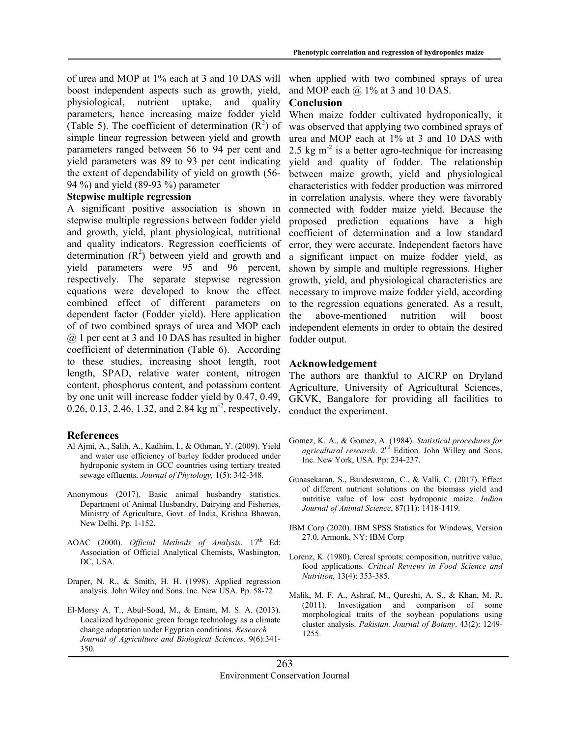of urea and MOP at 1% each at 3 and 10 DAS will boost independent aspects such as growth, yield, physiological, nutrient uptake, and quality parameters, hence increasing maize fodder yield (Table 5). The coefficient of determination ($R^2$) of simple linear regression between yield and growth parameters ranged between 56 to 94 per cent and yield parameters was 89 to 93 per cent indicating the extent of dependability of yield on growth (56-94 %) and yield (89-93 %) parameter

### Stepwise multiple regression

A significant positive association is shown in stepwise multiple regressions between fodder yield and growth, yield, plant physiological, nutritional and quality indicators. Regression coefficients of determination ($R^2$) between yield and growth and yield parameters were 95 and 96 percent, respectively. The separate stepwise regression equations were developed to know the effect combined effect of different parameters on dependent factor (Fodder yield). Here application of of two combined sprays of urea and MOP each @ 1 per cent at 3 and 10 DAS has resulted in higher coefficient of determination (Table 6). According to these studies, increasing shoot length, root length, SPAD, relative water content, nitrogen content, phosphorus content, and potassium content by one unit will increase fodder yield by 0.47, 0.49, 0.26, 0.13, 2.46, 1.32, and 2.84 kg $m^{-2}$, respectively, when applied with two combined sprays of urea and MOP each @ 1% at 3 and 10 DAS.

## Conclusion

When maize fodder cultivated hydroponically, it was observed that applying two combined sprays of urea and MOP each at 1% at 3 and 10 DAS with 2.5 kg $m^{-2}$ is a better agro-technique for increasing yield and quality of fodder. The relationship between maize growth, yield and physiological characteristics with fodder production was mirrored in correlation analysis, where they were favorably connected with fodder maize yield. Because the proposed prediction equations have a high coefficient of determination and a low standard error, they were accurate. Independent factors have a significant impact on maize fodder yield, as shown by simple and multiple regressions. Higher growth, yield, and physiological characteristics are necessary to improve maize fodder yield, according to the regression equations generated. As a result, the above-mentioned nutrition will boost independent elements in order to obtain the desired fodder output.

## Acknowledgement

The authors are thankful to AICRP on Dryland Agriculture, University of Agricultural Sciences, GKVK, Bangalore for providing all facilities to conduct the experiment.

## References

Al Ajmi, A., Salih, A., Kadhim, I., & Othman, Y. (2009). Yield and water use efficiency of barley fodder produced under hydroponic system in GCC countries using tertiary treated sewage effluents. *Journal of Phytology,* 1(5): 342-348.

Anonymous (2017). Basic animal husbandry statistics. Department of Animal Husbandry, Dairying and Fisheries, Ministry of Agriculture, Govt. of India, Krishna Bhawan, New Delhi. Pp. 1-152.

AOAC (2000). *Official Methods of Analysis*. 17th Ed: Association of Official Analytical Chemists, Washington, DC, USA.

Draper, N. R., & Smith, H. H. (1998). Applied regression analysis. John Wiley and Sons. Inc. New USA. Pp. 58-72

El-Morsy A. T., Abul-Soud, M., & Emam, M. S. A. (2013). Localized hydroponic green forage technology as a climate change adaptation under Egyptian conditions. *Research Journal of Agriculture and Biological Sciences,* 9(6):341-350.

Gomez, K. A., & Gomez, A. (1984). *Statistical procedures for agricultural research*. 2nd Edition, John Willey and Sons, Inc. New York, USA. Pp: 234-237.

Gunasekaran, S., Bandeswaran, C., & Valli, C. (2017). Effect of different nutrient solutions on the biomass yield and nutritive value of low cost hydroponic maize. *Indian Journal of Animal Science*, 87(11): 1418-1419.

IBM Corp (2020). IBM SPSS Statistics for Windows, Version 27.0. Armonk, NY: IBM Corp

Lorenz, K. (1980). Cereal sprouts: composition, nutritive value, food applications. *Critical Reviews in Food Science and Nutrition,* 13(4): 353-385.

Malik, M. F. A., Ashraf, M., Qureshi, A. S., & Khan, M. R. (2011). Investigation and comparison of some morphological traits of the soybean populations using cluster analysis. *Pakistan. Journal of Botany*. 43(2): 1249-1255.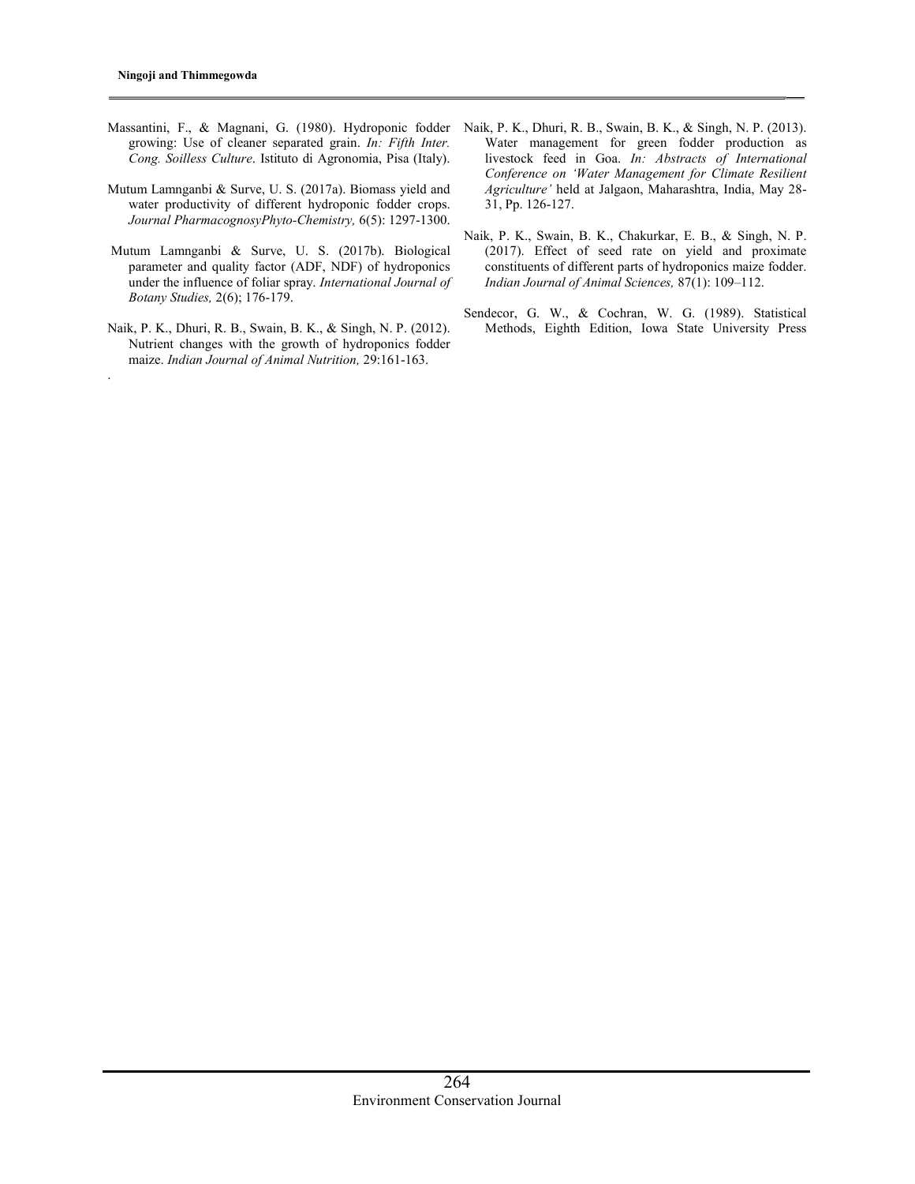Massantini, F., & Magnani, G. (1980). Hydroponic fodder growing: Use of cleaner separated grain. *In: Fifth Inter. Cong. Soilless Culture*. Istituto di Agronomia, Pisa (Italy).

Mutum Lamnganbi & Surve, U. S. (2017a). Biomass yield and water productivity of different hydroponic fodder crops. *Journal PharmacognosyPhyto-Chemistry,* 6(5): 1297-1300.

Mutum Lamnganbi & Surve, U. S. (2017b). Biological parameter and quality factor (ADF, NDF) of hydroponics under the influence of foliar spray. *International Journal of Botany Studies,* 2(6); 176-179.

Naik, P. K., Dhuri, R. B., Swain, B. K., & Singh, N. P. (2012). Nutrient changes with the growth of hydroponics fodder maize. *Indian Journal of Animal Nutrition,* 29:161-163.

.

Naik, P. K., Dhuri, R. B., Swain, B. K., & Singh, N. P. (2013). Water management for green fodder production as livestock feed in Goa. *In: Abstracts of International Conference on 'Water Management for Climate Resilient Agriculture'* held at Jalgaon, Maharashtra, India, May 28-31, Pp. 126-127.

Naik, P. K., Swain, B. K., Chakurkar, E. B., & Singh, N. P. (2017). Effect of seed rate on yield and proximate constituents of different parts of hydroponics maize fodder. *Indian Journal of Animal Sciences,* 87(1): 109–112.

Sendecor, G. W., & Cochran, W. G. (1989). Statistical Methods, Eighth Edition, Iowa State University Press